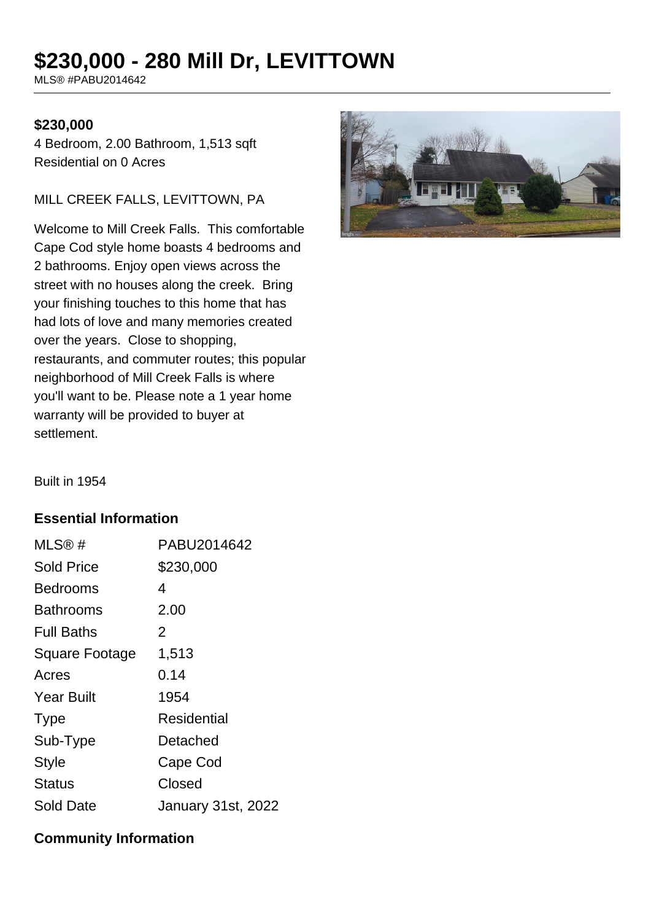# $230,000 - 280 Mill Dr, LEVITTOWN

MLS® #PABU2014642

**$230,000**

4 Bedroom, 2.00 Bathroom, 1,513 sqft

Residential on 0 Acres

MILL CREEK FALLS, LEVITTOWN, PA

Welcome to Mill Creek Falls. This comfortable Cape Cod style home boasts 4 bedrooms and 2 bathrooms. Enjoy open views across the street with no houses along the creek. Bring your finishing touches to this home that has had lots of love and many memories created over the years. Close to shopping, restaurants, and commuter routes; this popular neighborhood of Mill Creek Falls is where you'll want to be. Please note a 1 year home warranty will be provided to buyer at settlement.

Built in 1954

### Essential Information

| | |
|---|---|
| MLS® # | PABU2014642 |
| Sold Price | $230,000 |
| Bedrooms | 4 |
| Bathrooms | 2.00 |
| Full Baths | 2 |
| Square Footage | 1,513 |
| Acres | 0.14 |
| Year Built | 1954 |
| Type | Residential |
| Sub-Type | Detached |
| Style | Cape Cod |
| Status | Closed |
| Sold Date | January 31st, 2022 |

### Community Information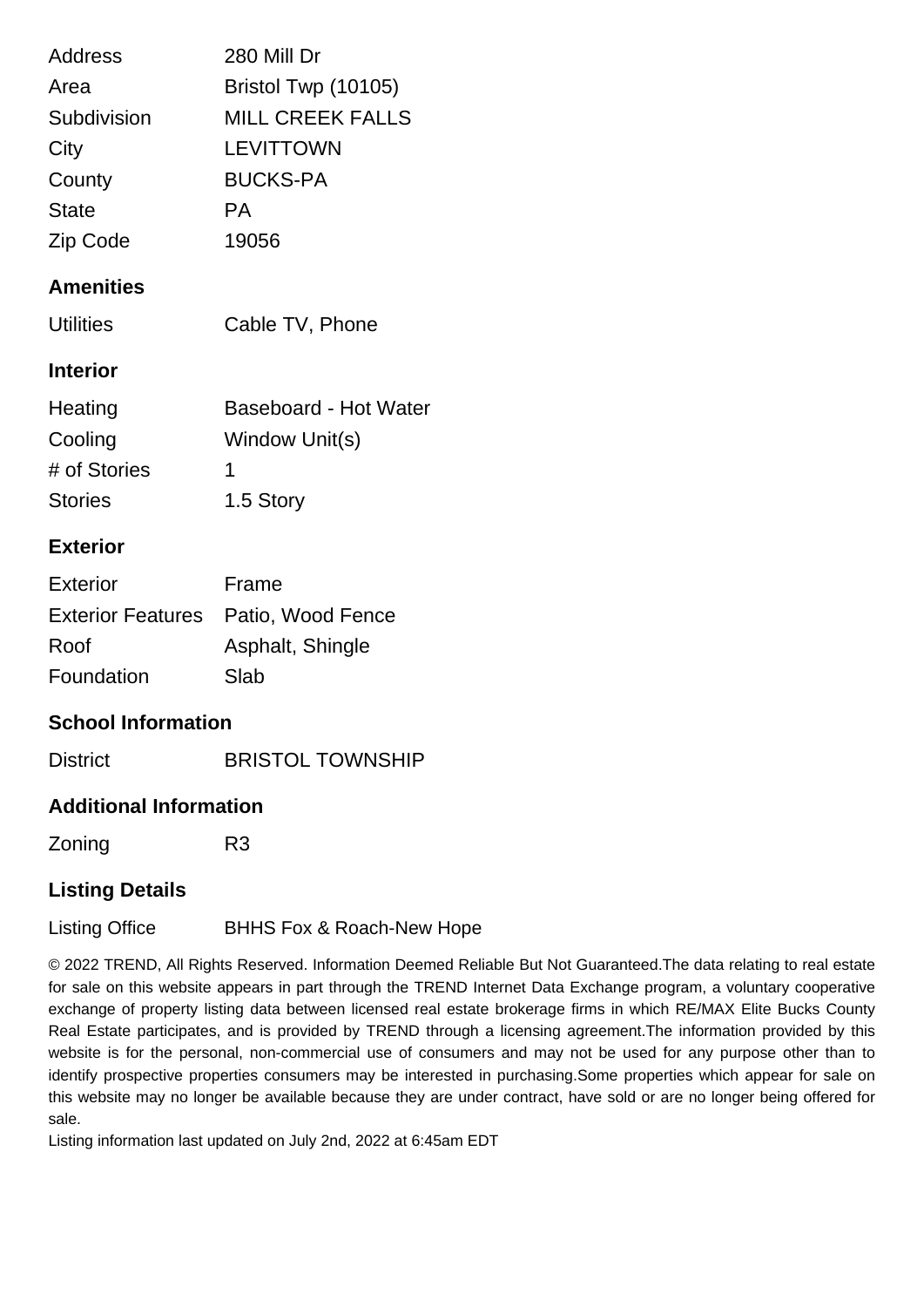| | |
|---|---|
| Address | 280 Mill Dr |
| Area | Bristol Twp (10105) |
| Subdivision | MILL CREEK FALLS |
| City | LEVITTOWN |
| County | BUCKS-PA |
| State | PA |
| Zip Code | 19056 |

## Amenities

| | |
|---|---|
| Utilities | Cable TV, Phone |

## Interior

| | |
|---|---|
| Heating | Baseboard - Hot Water |
| Cooling | Window Unit(s) |
| # of Stories | 1 |
| Stories | 1.5 Story |

## Exterior

| | |
|---|---|
| Exterior | Frame |
| Exterior Features | Patio, Wood Fence |
| Roof | Asphalt, Shingle |
| Foundation | Slab |

## School Information

| | |
|---|---|
| District | BRISTOL TOWNSHIP |

## Additional Information

| | |
|---|---|
| Zoning | R3 |

## Listing Details

| | |
|---|---|
| Listing Office | BHHS Fox & Roach-New Hope |

© 2022 TREND, All Rights Reserved. Information Deemed Reliable But Not Guaranteed.The data relating to real estate for sale on this website appears in part through the TREND Internet Data Exchange program, a voluntary cooperative exchange of property listing data between licensed real estate brokerage firms in which RE/MAX Elite Bucks County Real Estate participates, and is provided by TREND through a licensing agreement.The information provided by this website is for the personal, non-commercial use of consumers and may not be used for any purpose other than to identify prospective properties consumers may be interested in purchasing.Some properties which appear for sale on this website may no longer be available because they are under contract, have sold or are no longer being offered for sale.

Listing information last updated on July 2nd, 2022 at 6:45am EDT